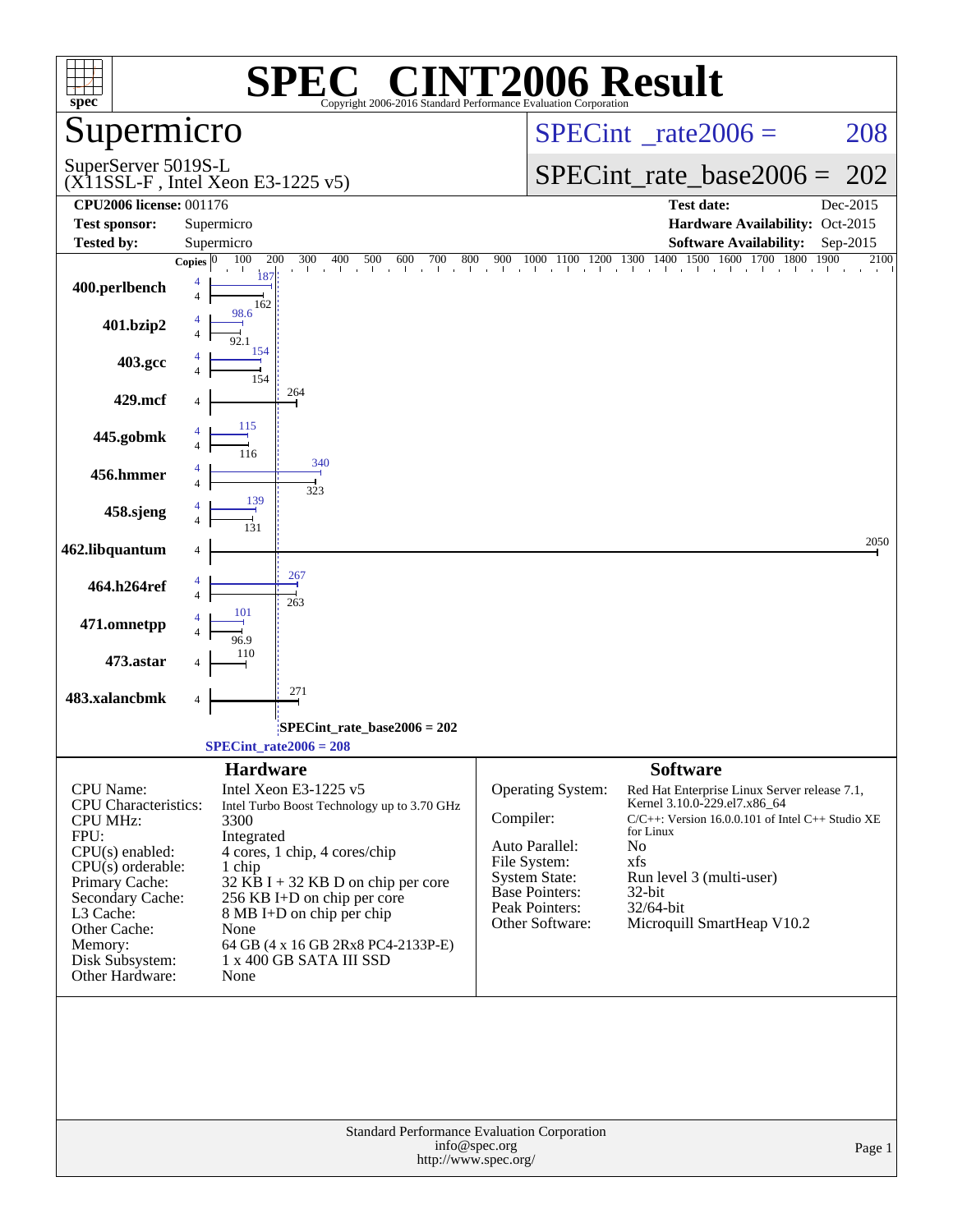# SPEC® CINT2006 Result

Copyright 2006-2016 Standard Performance Evaluation Corporation

## Supermicro

SuperServer 5019S-L
(X11SSL-F , Intel Xeon E3-1225 v5)

SPECint_rate2006 = 208

SPECint_rate_base2006 = 202

| | | | |
|---|---|---|---|
| **CPU2006 license:** | 001176 | **Test date:** | Dec-2015 |
| **Test sponsor:** | Supermicro | **Hardware Availability:** | Oct-2015 |
| **Tested by:** | Supermicro | **Software Availability:** | Sep-2015 |

| Benchmark | Copies | Peak | Base |
|---|---|---|---|
| 400.perlbench | 4 | 187 | 162 |
| 401.bzip2 | 4 | 98.6 | 92.1 |
| 403.gcc | 4 | 154 | 154 |
| 429.mcf | 4 | | 264 |
| 445.gobmk | 4 | 115 | 116 |
| 456.hmmer | 4 | 340 | 323 |
| 458.sjeng | 4 | 139 | 131 |
| 462.libquantum | 4 | | 2050 |
| 464.h264ref | 4 | 267 | 263 |
| 471.omnetpp | 4 | 101 | 96.9 |
| 473.astar | 4 | | 110 |
| 483.xalancbmk | 4 | | 271 |

SPECint_rate_base2006 = 202

SPECint_rate2006 = 208

### Hardware

| | |
|---|---|
| CPU Name: | Intel Xeon E3-1225 v5 |
| CPU Characteristics: | Intel Turbo Boost Technology up to 3.70 GHz |
| CPU MHz: | 3300 |
| FPU: | Integrated |
| CPU(s) enabled: | 4 cores, 1 chip, 4 cores/chip |
| CPU(s) orderable: | 1 chip |
| Primary Cache: | 32 KB I + 32 KB D on chip per core |
| Secondary Cache: | 256 KB I+D on chip per core |
| L3 Cache: | 8 MB I+D on chip per chip |
| Other Cache: | None |
| Memory: | 64 GB (4 x 16 GB 2Rx8 PC4-2133P-E) |
| Disk Subsystem: | 1 x 400 GB SATA III SSD |
| Other Hardware: | None |

### Software

| | |
|---|---|
| Operating System: | Red Hat Enterprise Linux Server release 7.1, Kernel 3.10.0-229.el7.x86_64 |
| Compiler: | C/C++: Version 16.0.0.101 of Intel C++ Studio XE for Linux |
| Auto Parallel: | No |
| File System: | xfs |
| System State: | Run level 3 (multi-user) |
| Base Pointers: | 32-bit |
| Peak Pointers: | 32/64-bit |
| Other Software: | Microquill SmartHeap V10.2 |

Standard Performance Evaluation Corporation
info@spec.org
http://www.spec.org/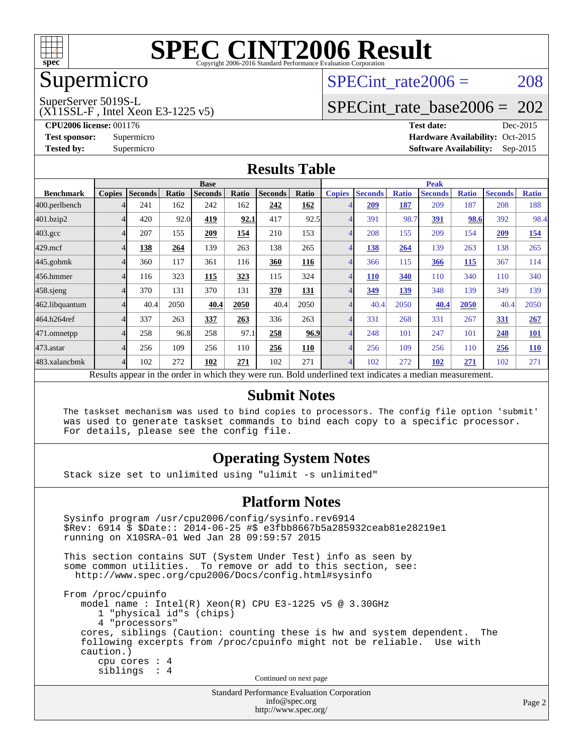# SPEC CINT2006 Result

Copyright 2006-2016 Standard Performance Evaluation Corporation

## Supermicro

SuperServer 5019S-L
(X11SSL-F , Intel Xeon E3-1225 v5)

SPECint_rate2006 = 208

SPECint_rate_base2006 = 202

**CPU2006 license:** 001176
**Test sponsor:** Supermicro
**Tested by:** Supermicro

**Test date:** Dec-2015
**Hardware Availability:** Oct-2015
**Software Availability:** Sep-2015

## Results Table

| | Base | | | | | | | Peak | | | | | | |
|---|---|---|---|---|---|---|---|---|---|---|---|---|---|---|
| **Benchmark** | **Copies** | **Seconds** | **Ratio** | **Seconds** | **Ratio** | **Seconds** | **Ratio** | **Copies** | **Seconds** | **Ratio** | **Seconds** | **Ratio** | **Seconds** | **Ratio** |
| 400.perlbench | 4 | 241 | 162 | 242 | 162 | **242** | **162** | 4 | **209** | **187** | 209 | 187 | 208 | 188 |
| 401.bzip2 | 4 | 420 | 92.0 | **419** | **92.1** | 417 | 92.5 | 4 | 391 | 98.7 | **391** | **98.6** | 392 | 98.4 |
| 403.gcc | 4 | 207 | 155 | **209** | **154** | 210 | 153 | 4 | 208 | 155 | 209 | 154 | **209** | **154** |
| 429.mcf | 4 | **138** | **264** | 139 | 263 | 138 | 265 | 4 | **138** | **264** | 139 | 263 | 138 | 265 |
| 445.gobmk | 4 | 360 | 117 | 361 | 116 | **360** | **116** | 4 | 366 | 115 | **366** | **115** | 367 | 114 |
| 456.hmmer | 4 | 116 | 323 | **115** | **323** | 115 | 324 | 4 | **110** | **340** | 110 | 340 | 110 | 340 |
| 458.sjeng | 4 | 370 | 131 | 370 | 131 | **370** | **131** | 4 | **349** | **139** | 348 | 139 | 349 | 139 |
| 462.libquantum | 4 | 40.4 | 2050 | **40.4** | **2050** | 40.4 | 2050 | 4 | 40.4 | 2050 | **40.4** | **2050** | 40.4 | 2050 |
| 464.h264ref | 4 | 337 | 263 | **337** | **263** | 336 | 263 | 4 | 331 | 268 | 331 | 267 | **331** | **267** |
| 471.omnetpp | 4 | 258 | 96.8 | 258 | 97.1 | **258** | **96.9** | 4 | 248 | 101 | 247 | 101 | **248** | **101** |
| 473.astar | 4 | 256 | 109 | 256 | 110 | **256** | **110** | 4 | 256 | 109 | 256 | 110 | **256** | **110** |
| 483.xalancbmk | 4 | 102 | 272 | **102** | **271** | 102 | 271 | 4 | 102 | 272 | **102** | **271** | 102 | 271 |

Results appear in the order in which they were run. Bold underlined text indicates a median measurement.

## Submit Notes

```
The taskset mechanism was used to bind copies to processors. The config file option 'submit'
was used to generate taskset commands to bind each copy to a specific processor.
For details, please see the config file.
```

## Operating System Notes

```
Stack size set to unlimited using "ulimit -s unlimited"
```

## Platform Notes

```
Sysinfo program /usr/cpu2006/config/sysinfo.rev6914
$Rev: 6914 $ $Date:: 2014-06-25 #$ e3fbb8667b5a285932ceab81e28219e1
running on X10SRA-01 Wed Jan 28 09:59:57 2015

This section contains SUT (System Under Test) info as seen by
some common utilities.  To remove or add to this section, see:
  http://www.spec.org/cpu2006/Docs/config.html#sysinfo

From /proc/cpuinfo
   model name : Intel(R) Xeon(R) CPU E3-1225 v5 @ 3.30GHz
      1 "physical id"s (chips)
      4 "processors"
   cores, siblings (Caution: counting these is hw and system dependent.  The
   following excerpts from /proc/cpuinfo might not be reliable.  Use with
   caution.)
      cpu cores : 4
      siblings  : 4
```

Continued on next page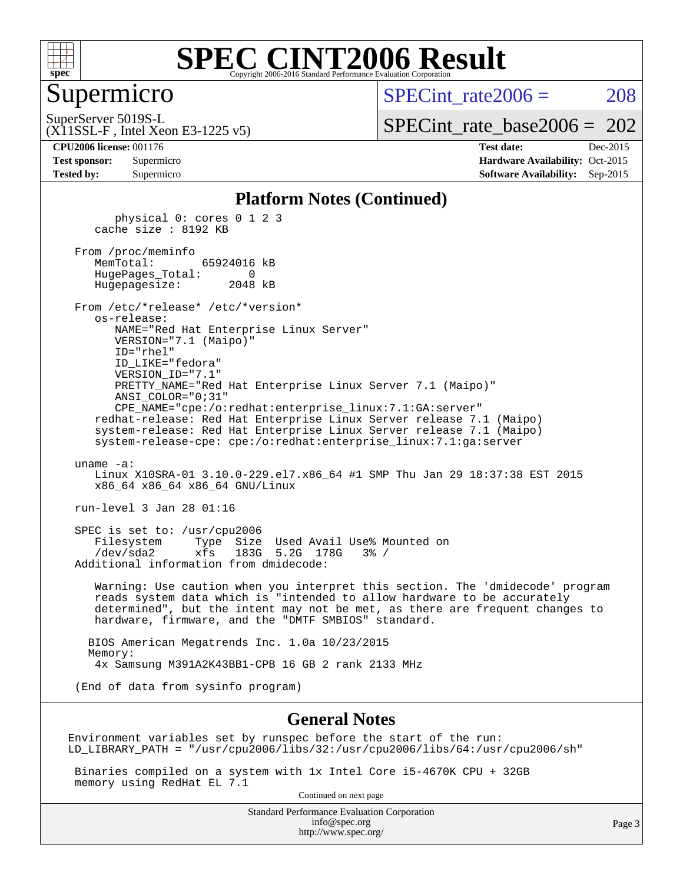# SPEC CINT2006 Result

Copyright 2006-2016 Standard Performance Evaluation Corporation

## Supermicro

SuperServer 5019S-L
(X11SSL-F , Intel Xeon E3-1225 v5)

SPECint_rate2006 = 208

SPECint_rate_base2006 = 202

| | | | |
|---|---|---|---|
| **CPU2006 license:** 001176 | | **Test date:** | Dec-2015 |
| **Test sponsor:** | Supermicro | **Hardware Availability:** | Oct-2015 |
| **Tested by:** | Supermicro | **Software Availability:** | Sep-2015 |

## Platform Notes (Continued)

```
        physical 0: cores 0 1 2 3
     cache size : 8192 KB

  From /proc/meminfo
     MemTotal:       65924016 kB
     HugePages_Total:       0
     Hugepagesize:       2048 kB

  From /etc/*release* /etc/*version*
     os-release:
        NAME="Red Hat Enterprise Linux Server"
        VERSION="7.1 (Maipo)"
        ID="rhel"
        ID_LIKE="fedora"
        VERSION_ID="7.1"
        PRETTY_NAME="Red Hat Enterprise Linux Server 7.1 (Maipo)"
        ANSI_COLOR="0;31"
        CPE_NAME="cpe:/o:redhat:enterprise_linux:7.1:GA:server"
     redhat-release: Red Hat Enterprise Linux Server release 7.1 (Maipo)
     system-release: Red Hat Enterprise Linux Server release 7.1 (Maipo)
     system-release-cpe: cpe:/o:redhat:enterprise_linux:7.1:ga:server

  uname -a:
     Linux X10SRA-01 3.10.0-229.el7.x86_64 #1 SMP Thu Jan 29 18:37:38 EST 2015
     x86_64 x86_64 x86_64 GNU/Linux

  run-level 3 Jan 28 01:16

  SPEC is set to: /usr/cpu2006
     Filesystem     Type  Size  Used Avail Use% Mounted on
     /dev/sda2      xfs   183G  5.2G  178G   3% /
  Additional information from dmidecode:

     Warning: Use caution when you interpret this section. The 'dmidecode' program
     reads system data which is "intended to allow hardware to be accurately
     determined", but the intent may not be met, as there are frequent changes to
     hardware, firmware, and the "DMTF SMBIOS" standard.

    BIOS American Megatrends Inc. 1.0a 10/23/2015
    Memory:
     4x Samsung M391A2K43BB1-CPB 16 GB 2 rank 2133 MHz

  (End of data from sysinfo program)
```

## General Notes

```
Environment variables set by runspec before the start of the run:
LD_LIBRARY_PATH = "/usr/cpu2006/libs/32:/usr/cpu2006/libs/64:/usr/cpu2006/sh"

 Binaries compiled on a system with 1x Intel Core i5-4670K CPU + 32GB
 memory using RedHat EL 7.1
```

Continued on next page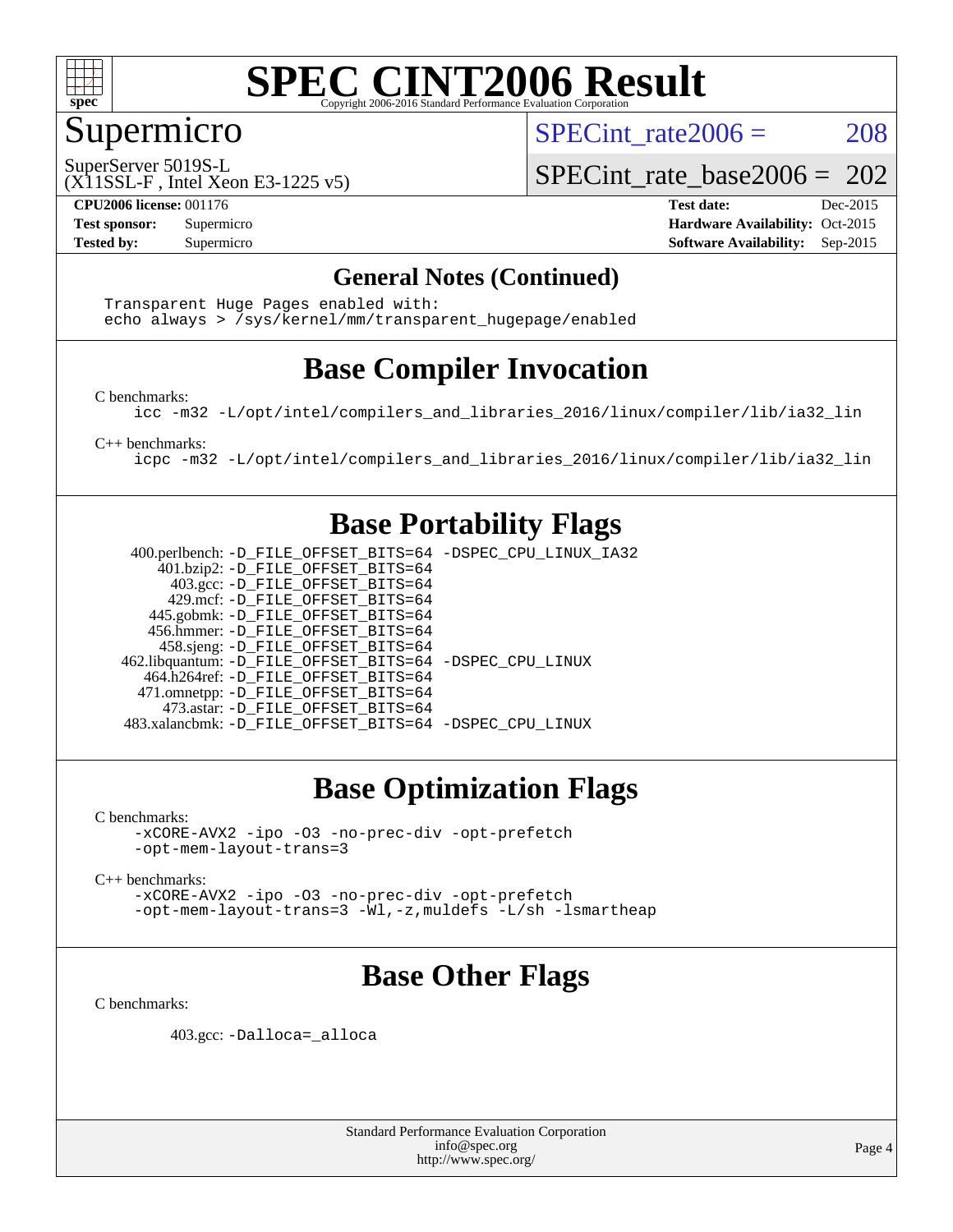Supermicro

SuperServer 5019S-L
(X11SSL-F , Intel Xeon E3-1225 v5)

SPECint_rate2006 = 208

SPECint_rate_base2006 = 202

**CPU2006 license:** 001176
**Test sponsor:** Supermicro
**Tested by:** Supermicro

**Test date:** Dec-2015
**Hardware Availability:** Oct-2015
**Software Availability:** Sep-2015

## General Notes (Continued)

```
Transparent Huge Pages enabled with:
echo always > /sys/kernel/mm/transparent_hugepage/enabled
```

## Base Compiler Invocation

C benchmarks:

```
icc -m32 -L/opt/intel/compilers_and_libraries_2016/linux/compiler/lib/ia32_lin
```

C++ benchmarks:

```
icpc -m32 -L/opt/intel/compilers_and_libraries_2016/linux/compiler/lib/ia32_lin
```

## Base Portability Flags

```
400.perlbench: -D_FILE_OFFSET_BITS=64 -DSPEC_CPU_LINUX_IA32
    401.bzip2: -D_FILE_OFFSET_BITS=64
      403.gcc: -D_FILE_OFFSET_BITS=64
      429.mcf: -D_FILE_OFFSET_BITS=64
   445.gobmk: -D_FILE_OFFSET_BITS=64
   456.hmmer: -D_FILE_OFFSET_BITS=64
   458.sjeng: -D_FILE_OFFSET_BITS=64
462.libquantum: -D_FILE_OFFSET_BITS=64 -DSPEC_CPU_LINUX
  464.h264ref: -D_FILE_OFFSET_BITS=64
  471.omnetpp: -D_FILE_OFFSET_BITS=64
    473.astar: -D_FILE_OFFSET_BITS=64
483.xalancbmk: -D_FILE_OFFSET_BITS=64 -DSPEC_CPU_LINUX
```

## Base Optimization Flags

C benchmarks:

```
-xCORE-AVX2 -ipo -O3 -no-prec-div -opt-prefetch
-opt-mem-layout-trans=3
```

C++ benchmarks:

```
-xCORE-AVX2 -ipo -O3 -no-prec-div -opt-prefetch
-opt-mem-layout-trans=3 -Wl,-z,muldefs -L/sh -lsmartheap
```

## Base Other Flags

C benchmarks:

```
403.gcc: -Dalloca=_alloca
```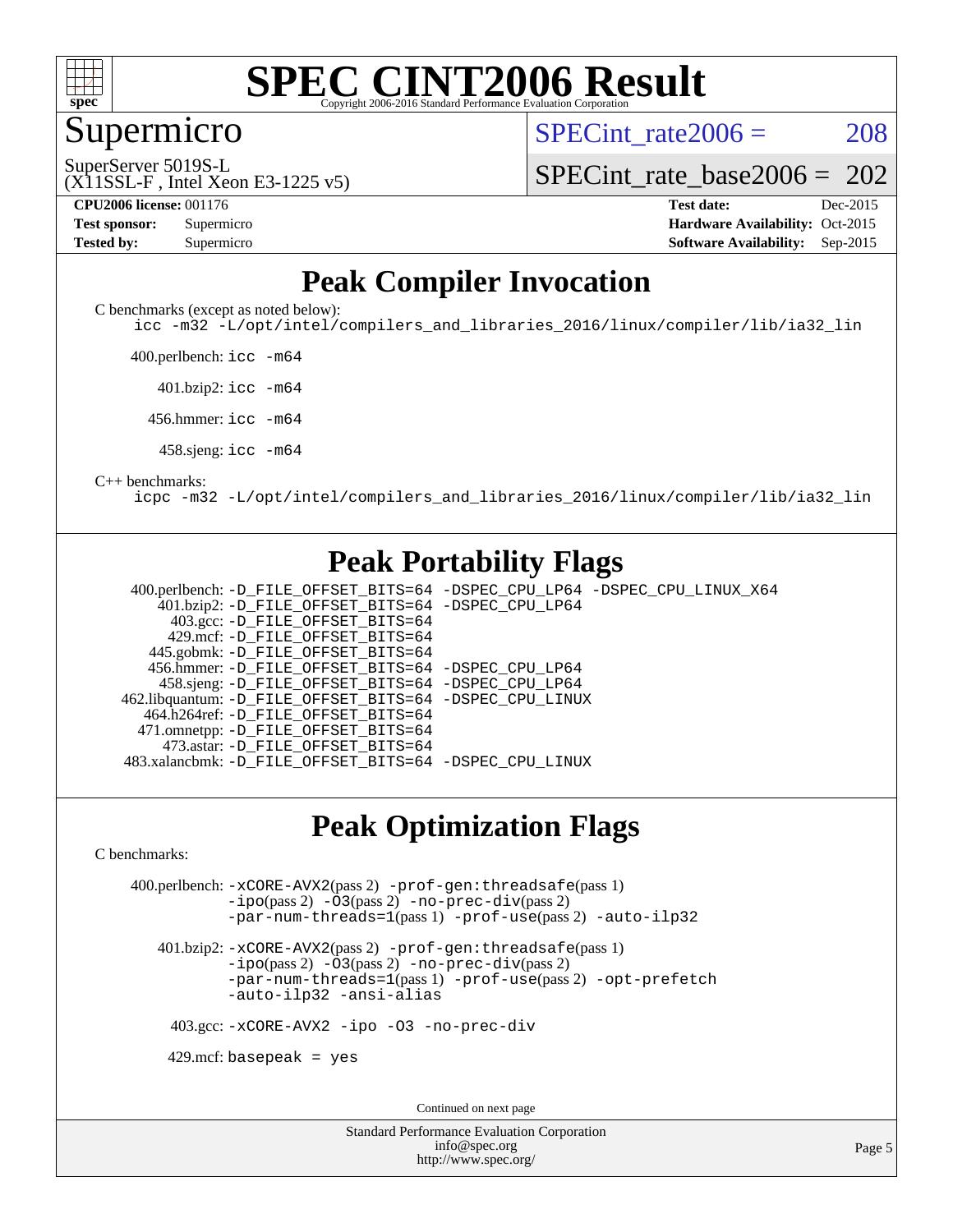# SPEC CINT2006 Result

Copyright 2006-2016 Standard Performance Evaluation Corporation

## Supermicro

SuperServer 5019S-L
(X11SSL-F , Intel Xeon E3-1225 v5)

SPECint_rate2006 = 208

SPECint_rate_base2006 = 202

| | | | |
|---|---|---|---|
| **CPU2006 license:** | 001176 | **Test date:** | Dec-2015 |
| **Test sponsor:** | Supermicro | **Hardware Availability:** | Oct-2015 |
| **Tested by:** | Supermicro | **Software Availability:** | Sep-2015 |

## Peak Compiler Invocation

C benchmarks (except as noted below):
```
icc -m32 -L/opt/intel/compilers_and_libraries_2016/linux/compiler/lib/ia32_lin
```

400.perlbench: `icc -m64`

401.bzip2: `icc -m64`

456.hmmer: `icc -m64`

458.sjeng: `icc -m64`

C++ benchmarks:
```
icpc -m32 -L/opt/intel/compilers_and_libraries_2016/linux/compiler/lib/ia32_lin
```

## Peak Portability Flags

400.perlbench: -D_FILE_OFFSET_BITS=64 -DSPEC_CPU_LP64 -DSPEC_CPU_LINUX_X64
401.bzip2: -D_FILE_OFFSET_BITS=64 -DSPEC_CPU_LP64
403.gcc: -D_FILE_OFFSET_BITS=64
429.mcf: -D_FILE_OFFSET_BITS=64
445.gobmk: -D_FILE_OFFSET_BITS=64
456.hmmer: -D_FILE_OFFSET_BITS=64 -DSPEC_CPU_LP64
458.sjeng: -D_FILE_OFFSET_BITS=64 -DSPEC_CPU_LP64
462.libquantum: -D_FILE_OFFSET_BITS=64 -DSPEC_CPU_LINUX
464.h264ref: -D_FILE_OFFSET_BITS=64
471.omnetpp: -D_FILE_OFFSET_BITS=64
473.astar: -D_FILE_OFFSET_BITS=64
483.xalancbmk: -D_FILE_OFFSET_BITS=64 -DSPEC_CPU_LINUX

## Peak Optimization Flags

C benchmarks:

400.perlbench: -xCORE-AVX2(pass 2) -prof-gen:threadsafe(pass 1) -ipo(pass 2) -O3(pass 2) -no-prec-div(pass 2) -par-num-threads=1(pass 1) -prof-use(pass 2) -auto-ilp32

401.bzip2: -xCORE-AVX2(pass 2) -prof-gen:threadsafe(pass 1) -ipo(pass 2) -O3(pass 2) -no-prec-div(pass 2) -par-num-threads=1(pass 1) -prof-use(pass 2) -opt-prefetch -auto-ilp32 -ansi-alias

403.gcc: -xCORE-AVX2 -ipo -O3 -no-prec-div

429.mcf: basepeak = yes

Continued on next page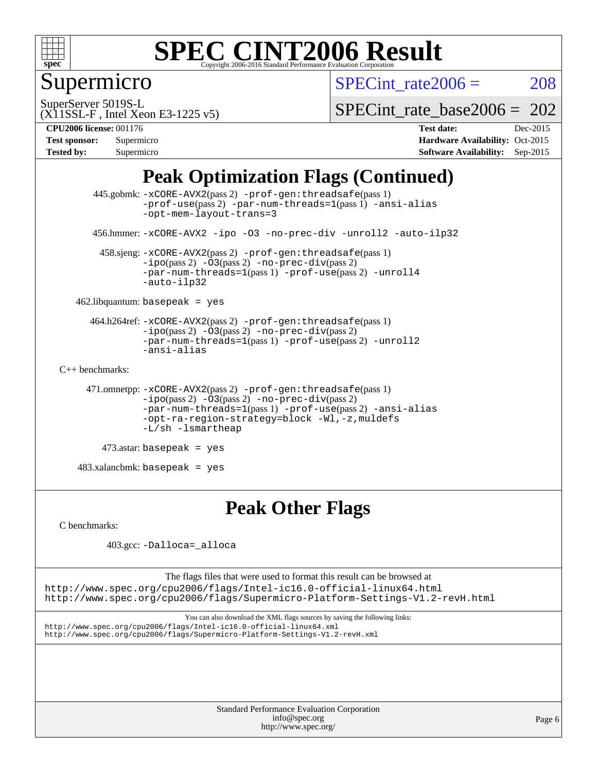# Peak Optimization Flags (Continued)

445.gobmk: -xCORE-AVX2(pass 2) -prof-gen:threadsafe(pass 1) -prof-use(pass 2) -par-num-threads=1(pass 1) -ansi-alias -opt-mem-layout-trans=3

456.hmmer: -xCORE-AVX2 -ipo -O3 -no-prec-div -unroll2 -auto-ilp32

458.sjeng: -xCORE-AVX2(pass 2) -prof-gen:threadsafe(pass 1) -ipo(pass 2) -O3(pass 2) -no-prec-div(pass 2) -par-num-threads=1(pass 1) -prof-use(pass 2) -unroll4 -auto-ilp32

462.libquantum: basepeak = yes

464.h264ref: -xCORE-AVX2(pass 2) -prof-gen:threadsafe(pass 1) -ipo(pass 2) -O3(pass 2) -no-prec-div(pass 2) -par-num-threads=1(pass 1) -prof-use(pass 2) -unroll2 -ansi-alias

C++ benchmarks:

471.omnetpp: -xCORE-AVX2(pass 2) -prof-gen:threadsafe(pass 1) -ipo(pass 2) -O3(pass 2) -no-prec-div(pass 2) -par-num-threads=1(pass 1) -prof-use(pass 2) -ansi-alias -opt-ra-region-strategy=block -Wl,-z,muldefs -L/sh -lsmartheap

473.astar: basepeak = yes

483.xalancbmk: basepeak = yes

# Peak Other Flags

C benchmarks:

403.gcc: -Dalloca=_alloca

The flags files that were used to format this result can be browsed at
http://www.spec.org/cpu2006/flags/Intel-ic16.0-official-linux64.html
http://www.spec.org/cpu2006/flags/Supermicro-Platform-Settings-V1.2-revH.html

You can also download the XML flags sources by saving the following links:
http://www.spec.org/cpu2006/flags/Intel-ic16.0-official-linux64.xml
http://www.spec.org/cpu2006/flags/Supermicro-Platform-Settings-V1.2-revH.xml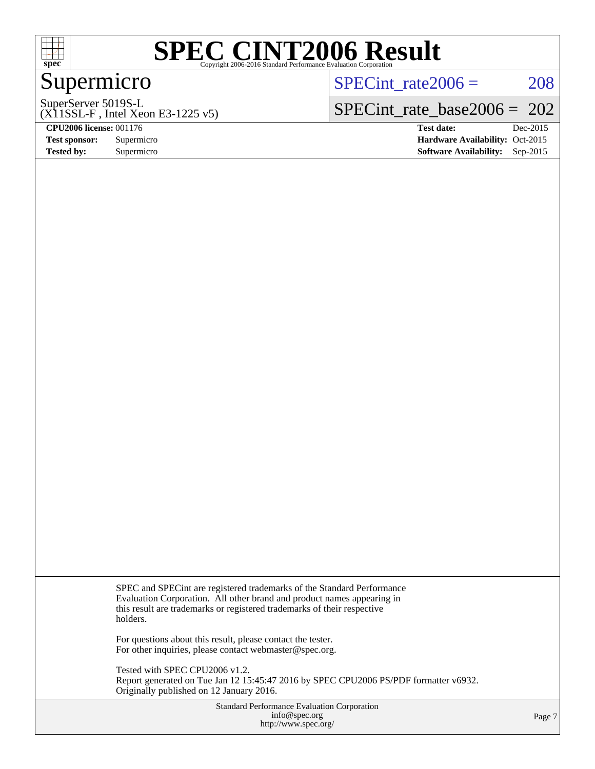# SPEC CINT2006 Result

Copyright 2006-2016 Standard Performance Evaluation Corporation

## Supermicro

SuperServer 5019S-L
(X11SSL-F , Intel Xeon E3-1225 v5)

SPECint_rate2006 = 208

SPECint_rate_base2006 = 202

| | | | |
|---|---|---|---|
| **CPU2006 license:** 001176 | | **Test date:** | Dec-2015 |
| **Test sponsor:** | Supermicro | **Hardware Availability:** | Oct-2015 |
| **Tested by:** | Supermicro | **Software Availability:** | Sep-2015 |

SPEC and SPECint are registered trademarks of the Standard Performance Evaluation Corporation. All other brand and product names appearing in this result are trademarks or registered trademarks of their respective holders.

For questions about this result, please contact the tester.
For other inquiries, please contact webmaster@spec.org.

Tested with SPEC CPU2006 v1.2.
Report generated on Tue Jan 12 15:45:47 2016 by SPEC CPU2006 PS/PDF formatter v6932.
Originally published on 12 January 2016.

Standard Performance Evaluation Corporation
info@spec.org
http://www.spec.org/